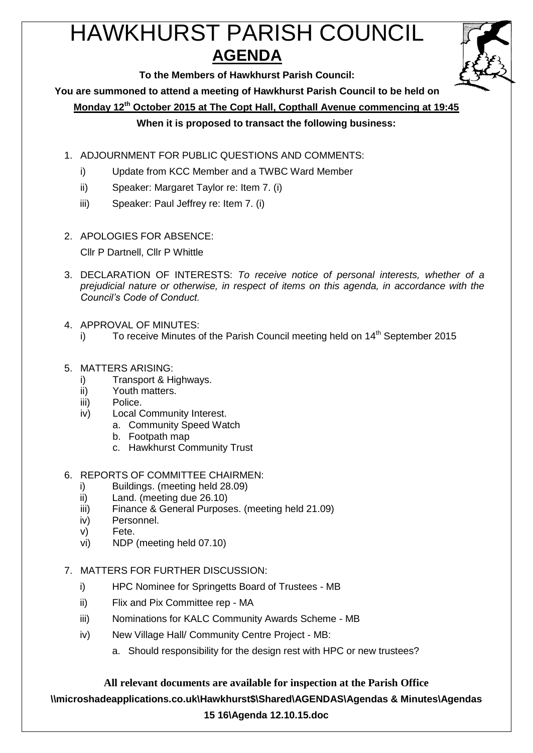# HAWKHURST PARISH COUNCIL

## AGENDA

**To the Members of Hawkhurst Parish Council:**

**You are summoned to attend a meeting of Hawkhurst Parish Council to be held on**

**Monday 12th October 2015 at The Copt Hall, Copthall Avenue commencing at 19:45**

**When it is proposed to transact the following business:**

1. ADJOURNMENT FOR PUBLIC QUESTIONS AND COMMENTS:
   - i) Update from KCC Member and a TWBC Ward Member
   - ii) Speaker: Margaret Taylor re: Item 7. (i)
   - iii) Speaker: Paul Jeffrey re: Item 7. (i)

2. APOLOGIES FOR ABSENCE:

   Cllr P Dartnell, Cllr P Whittle

3. DECLARATION OF INTERESTS: *To receive notice of personal interests, whether of a prejudicial nature or otherwise, in respect of items on this agenda, in accordance with the Council's Code of Conduct.*

4. APPROVAL OF MINUTES:
   - i) To receive Minutes of the Parish Council meeting held on 14th September 2015

5. MATTERS ARISING:
   - i) Transport & Highways.
   - ii) Youth matters.
   - iii) Police.
   - iv) Local Community Interest.
     - a. Community Speed Watch
     - b. Footpath map
     - c. Hawkhurst Community Trust

6. REPORTS OF COMMITTEE CHAIRMEN:
   - i) Buildings. (meeting held 28.09)
   - ii) Land. (meeting due 26.10)
   - iii) Finance & General Purposes. (meeting held 21.09)
   - iv) Personnel.
   - v) Fete.
   - vi) NDP (meeting held 07.10)

7. MATTERS FOR FURTHER DISCUSSION:
   - i) HPC Nominee for Springetts Board of Trustees - MB
   - ii) Flix and Pix Committee rep - MA
   - iii) Nominations for KALC Community Awards Scheme - MB
   - iv) New Village Hall/ Community Centre Project - MB:
     - a. Should responsibility for the design rest with HPC or new trustees?

**All relevant documents are available for inspection at the Parish Office**

**\\microshadeapplications.co.uk\Hawkhurst$\Shared\AGENDAS\Agendas & Minutes\Agendas 15 16\Agenda 12.10.15.doc**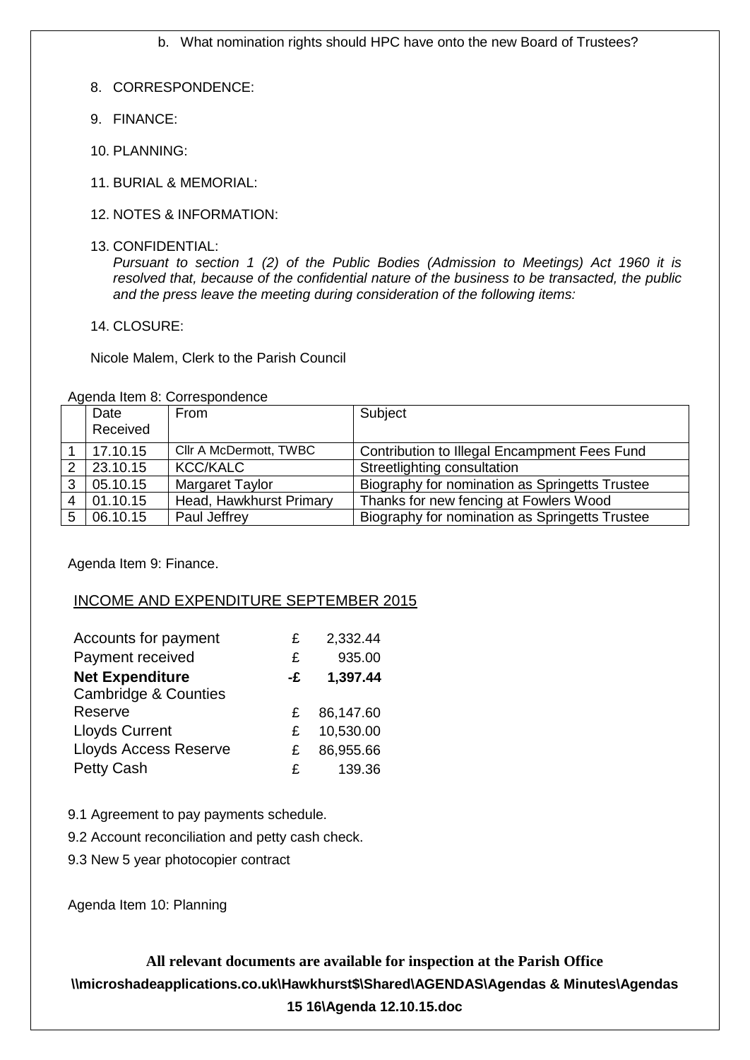b. What nomination rights should HPC have onto the new Board of Trustees?

8. CORRESPONDENCE:

9. FINANCE:

10. PLANNING:

11. BURIAL & MEMORIAL:

12. NOTES & INFORMATION:

13. CONFIDENTIAL:
*Pursuant to section 1 (2) of the Public Bodies (Admission to Meetings) Act 1960 it is resolved that, because of the confidential nature of the business to be transacted, the public and the press leave the meeting during consideration of the following items:*

14. CLOSURE:

Nicole Malem, Clerk to the Parish Council

Agenda Item 8: Correspondence

| | Date Received | From | Subject |
|---|---|---|---|
| 1 | 17.10.15 | Cllr A McDermott, TWBC | Contribution to Illegal Encampment Fees Fund |
| 2 | 23.10.15 | KCC/KALC | Streetlighting consultation |
| 3 | 05.10.15 | Margaret Taylor | Biography for nomination as Springetts Trustee |
| 4 | 01.10.15 | Head, Hawkhurst Primary | Thanks for new fencing at Fowlers Wood |
| 5 | 06.10.15 | Paul Jeffrey | Biography for nomination as Springetts Trustee |

Agenda Item 9: Finance.

## INCOME AND EXPENDITURE SEPTEMBER 2015

| | | |
|---|---|---|
| Accounts for payment | £ | 2,332.44 |
| Payment received | £ | 935.00 |
| **Net Expenditure** | **-£** | **1,397.44** |
| Cambridge & Counties Reserve | £ | 86,147.60 |
| Lloyds Current | £ | 10,530.00 |
| Lloyds Access Reserve | £ | 86,955.66 |
| Petty Cash | £ | 139.36 |

9.1 Agreement to pay payments schedule.

9.2 Account reconciliation and petty cash check.

9.3 New 5 year photocopier contract

Agenda Item 10: Planning

**All relevant documents are available for inspection at the Parish Office**
**\\microshadeapplications.co.uk\Hawkhurst$\Shared\AGENDAS\Agendas & Minutes\Agendas 15 16\Agenda 12.10.15.doc**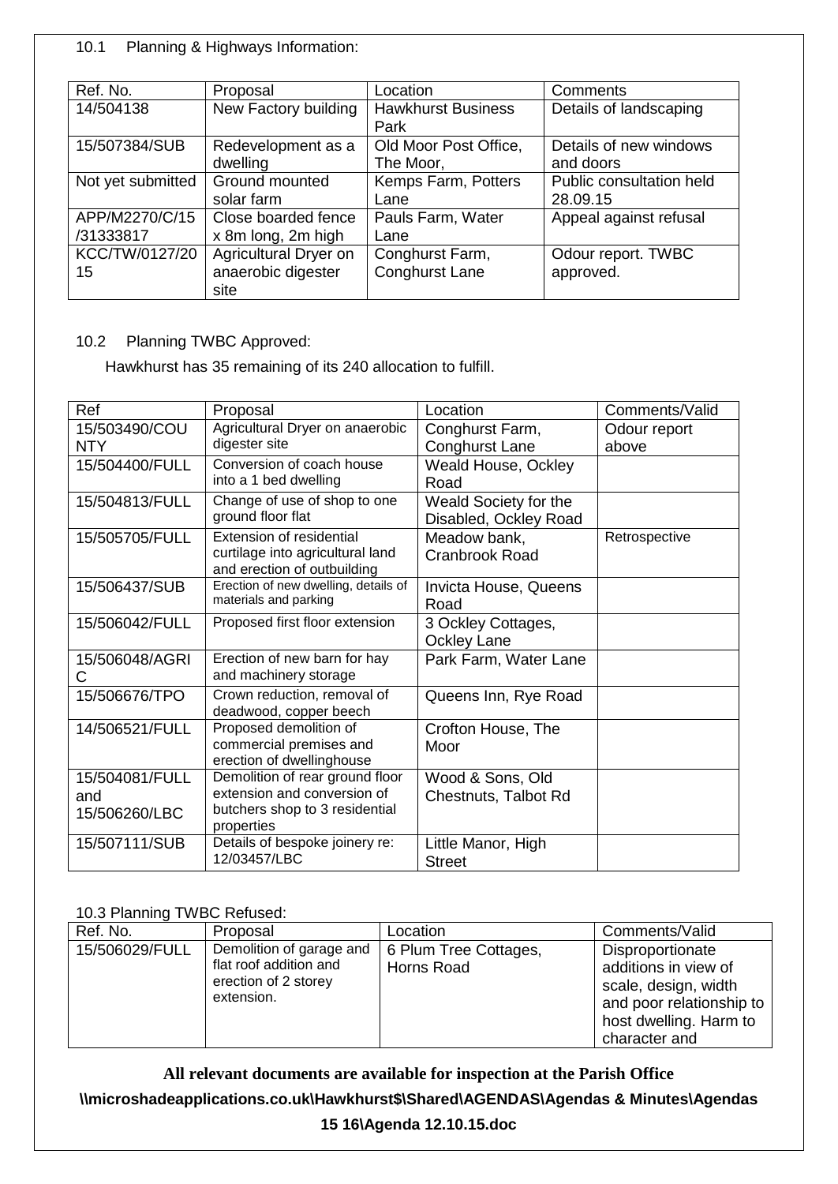10.1 Planning & Highways Information:

| Ref. No. | Proposal | Location | Comments |
|---|---|---|---|
| 14/504138 | New Factory building | Hawkhurst Business Park | Details of landscaping |
| 15/507384/SUB | Redevelopment as a dwelling | Old Moor Post Office, The Moor, | Details of new windows and doors |
| Not yet submitted | Ground mounted solar farm | Kemps Farm, Potters Lane | Public consultation held 28.09.15 |
| APP/M2270/C/15 /31333817 | Close boarded fence x 8m long, 2m high | Pauls Farm, Water Lane | Appeal against refusal |
| KCC/TW/0127/2015 | Agricultural Dryer on anaerobic digester site | Conghurst Farm, Conghurst Lane | Odour report. TWBC approved. |

10.2 Planning TWBC Approved:

Hawkhurst has 35 remaining of its 240 allocation to fulfill.

| Ref | Proposal | Location | Comments/Valid |
|---|---|---|---|
| 15/503490/COUNTY | Agricultural Dryer on anaerobic digester site | Conghurst Farm, Conghurst Lane | Odour report above |
| 15/504400/FULL | Conversion of coach house into a 1 bed dwelling | Weald House, Ockley Road | |
| 15/504813/FULL | Change of use of shop to one ground floor flat | Weald Society for the Disabled, Ockley Road | |
| 15/505705/FULL | Extension of residential curtilage into agricultural land and erection of outbuilding | Meadow bank, Cranbrook Road | Retrospective |
| 15/506437/SUB | Erection of new dwelling, details of materials and parking | Invicta House, Queens Road | |
| 15/506042/FULL | Proposed first floor extension | 3 Ockley Cottages, Ockley Lane | |
| 15/506048/AGRIC | Erection of new barn for hay and machinery storage | Park Farm, Water Lane | |
| 15/506676/TPO | Crown reduction, removal of deadwood, copper beech | Queens Inn, Rye Road | |
| 14/506521/FULL | Proposed demolition of commercial premises and erection of dwellinghouse | Crofton House, The Moor | |
| 15/504081/FULL and 15/506260/LBC | Demolition of rear ground floor extension and conversion of butchers shop to 3 residential properties | Wood & Sons, Old Chestnuts, Talbot Rd | |
| 15/507111/SUB | Details of bespoke joinery re: 12/03457/LBC | Little Manor, High Street | |

10.3 Planning TWBC Refused:

| Ref. No. | Proposal | Location | Comments/Valid |
|---|---|---|---|
| 15/506029/FULL | Demolition of garage and flat roof addition and erection of 2 storey extension. | 6 Plum Tree Cottages, Horns Road | Disproportionate additions in view of scale, design, width and poor relationship to host dwelling. Harm to character and |

**All relevant documents are available for inspection at the Parish Office**

**\\microshadeapplications.co.uk\Hawkhurst$\Shared\AGENDAS\Agendas & Minutes\Agendas 15 16\Agenda 12.10.15.doc**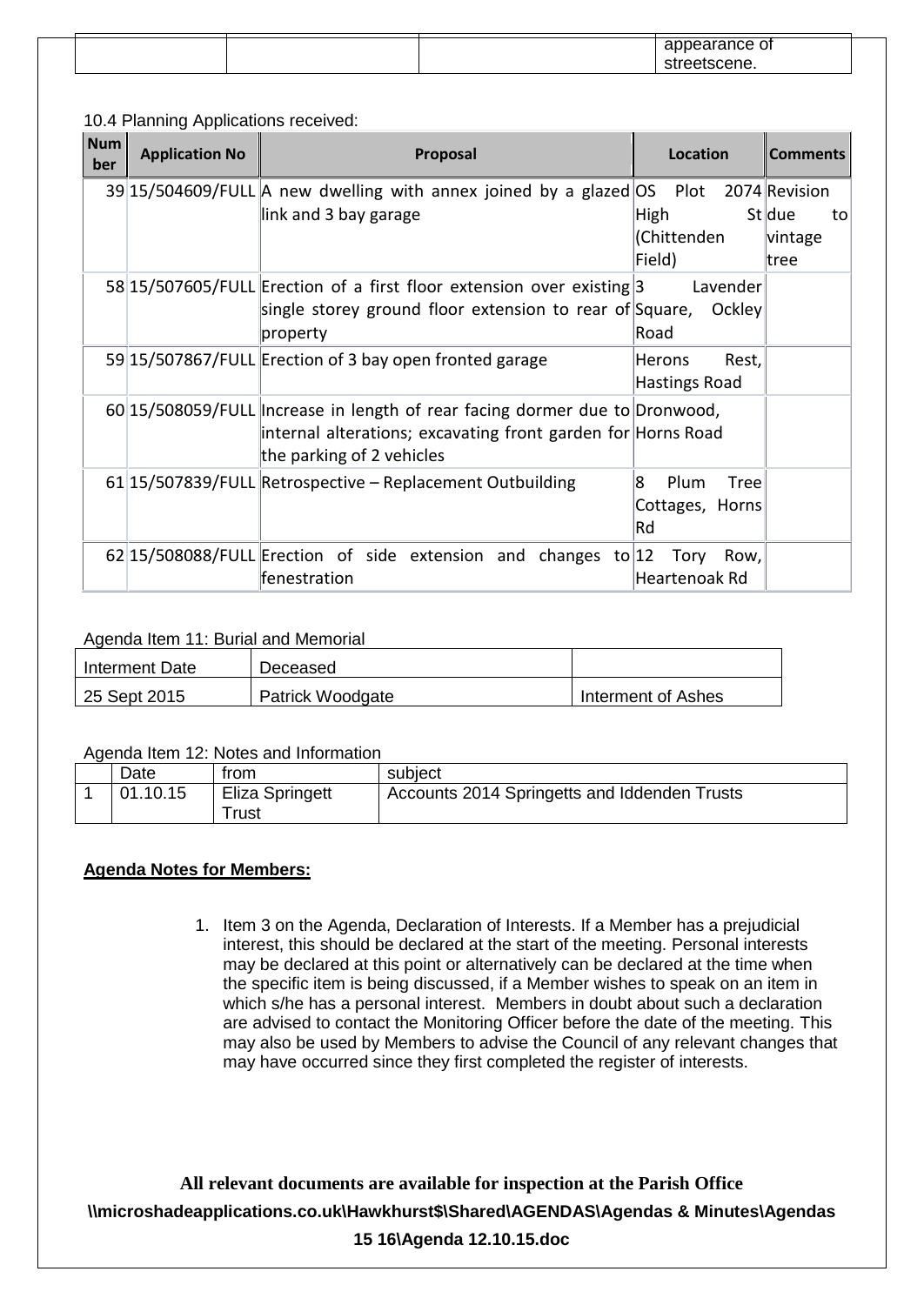| | | | appearance of streetscene. |
|---|---|---|---|

10.4 Planning Applications received:

| Number | Application No | Proposal | Location | Comments |
|---|---|---|---|---|
| 39 | 15/504609/FULL | A new dwelling with annex joined by a glazed link and 3 bay garage | OS Plot 2074 High St (Chittenden Field) | Revision due to vintage tree |
| 58 | 15/507605/FULL | Erection of a first floor extension over existing single storey ground floor extension to rear of property | 3 Lavender Square, Ockley Road | |
| 59 | 15/507867/FULL | Erection of 3 bay open fronted garage | Herons Rest, Hastings Road | |
| 60 | 15/508059/FULL | Increase in length of rear facing dormer due to internal alterations; excavating front garden for the parking of 2 vehicles | Dronwood, Horns Road | |
| 61 | 15/507839/FULL | Retrospective – Replacement Outbuilding | 8 Plum Tree Cottages, Horns Rd | |
| 62 | 15/508088/FULL | Erection of side extension and changes to fenestration | 12 Tory Row, Heartenoak Rd | |

Agenda Item 11: Burial and Memorial

| Interment Date | Deceased | |
|---|---|---|
| 25 Sept 2015 | Patrick Woodgate | Interment of Ashes |

Agenda Item 12: Notes and Information

| | Date | from | subject |
|---|---|---|---|
| 1 | 01.10.15 | Eliza Springett Trust | Accounts 2014 Springetts and Iddenden Trusts |

**Agenda Notes for Members:**

1. Item 3 on the Agenda, Declaration of Interests. If a Member has a prejudicial interest, this should be declared at the start of the meeting. Personal interests may be declared at this point or alternatively can be declared at the time when the specific item is being discussed, if a Member wishes to speak on an item in which s/he has a personal interest. Members in doubt about such a declaration are advised to contact the Monitoring Officer before the date of the meeting. This may also be used by Members to advise the Council of any relevant changes that may have occurred since they first completed the register of interests.

**All relevant documents are available for inspection at the Parish Office**

**\\microshadeapplications.co.uk\Hawkhurst$\Shared\AGENDAS\Agendas & Minutes\Agendas 15 16\Agenda 12.10.15.doc**